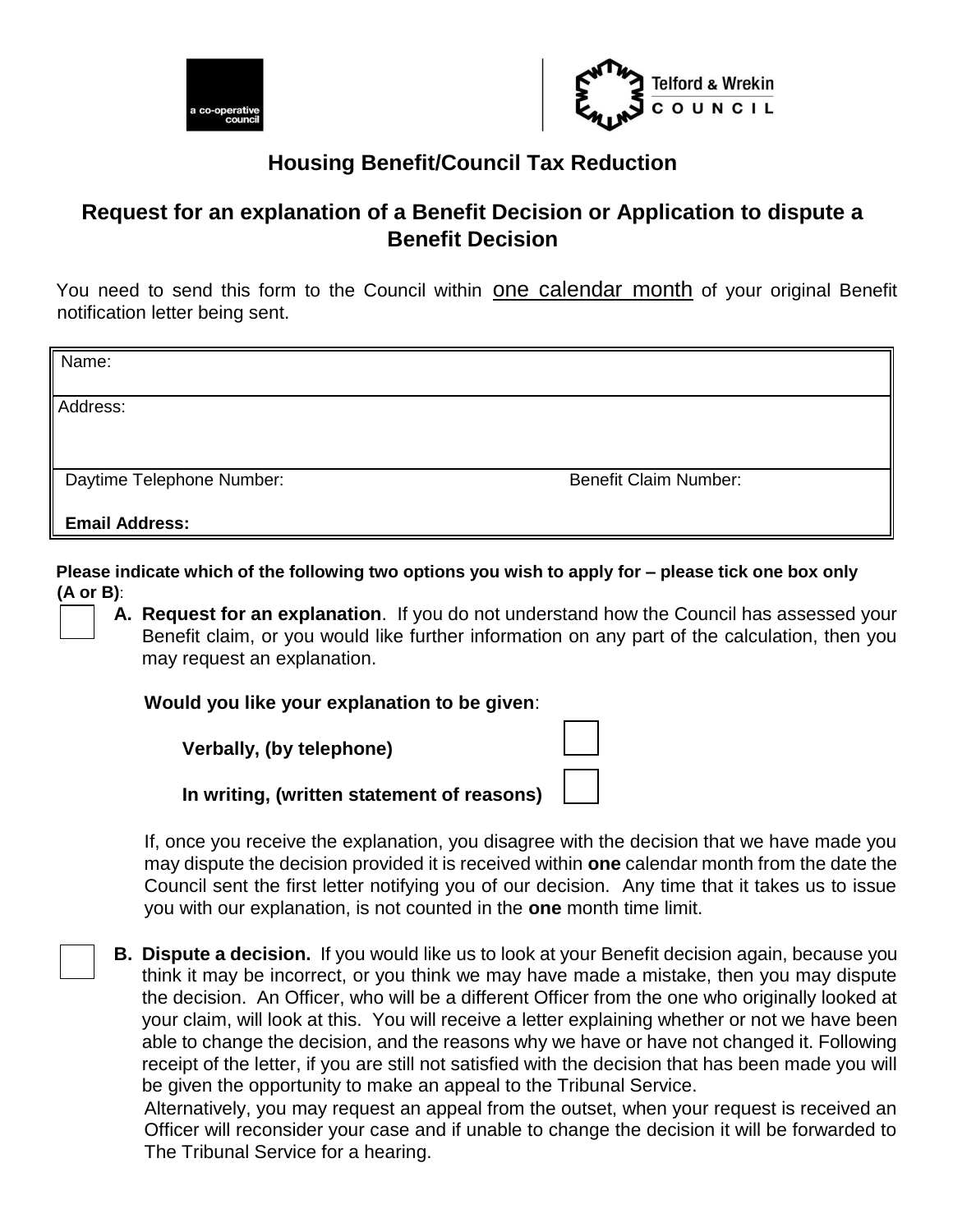a co-operative council

Telford & Wrekin COUNCIL

## Housing Benefit/Council Tax Reduction

## Request for an explanation of a Benefit Decision or Application to dispute a Benefit Decision

You need to send this form to the Council within <u>one calendar month</u> of your original Benefit notification letter being sent.

| Name: | |
|---|---|
| Address: | |
| Daytime Telephone Number: | Benefit Claim Number: |
| **Email Address:** | |

**Please indicate which of the following two options you wish to apply for – please tick one box only (A or B)**:

☐ **A. Request for an explanation**. If you do not understand how the Council has assessed your Benefit claim, or you would like further information on any part of the calculation, then you may request an explanation.

**Would you like your explanation to be given**:

**Verbally, (by telephone)** ☐

**In writing, (written statement of reasons)** ☐

If, once you receive the explanation, you disagree with the decision that we have made you may dispute the decision provided it is received within **one** calendar month from the date the Council sent the first letter notifying you of our decision. Any time that it takes us to issue you with our explanation, is not counted in the **one** month time limit.

☐ **B. Dispute a decision.** If you would like us to look at your Benefit decision again, because you think it may be incorrect, or you think we may have made a mistake, then you may dispute the decision. An Officer, who will be a different Officer from the one who originally looked at your claim, will look at this. You will receive a letter explaining whether or not we have been able to change the decision, and the reasons why we have or have not changed it. Following receipt of the letter, if you are still not satisfied with the decision that has been made you will be given the opportunity to make an appeal to the Tribunal Service.

Alternatively, you may request an appeal from the outset, when your request is received an Officer will reconsider your case and if unable to change the decision it will be forwarded to The Tribunal Service for a hearing.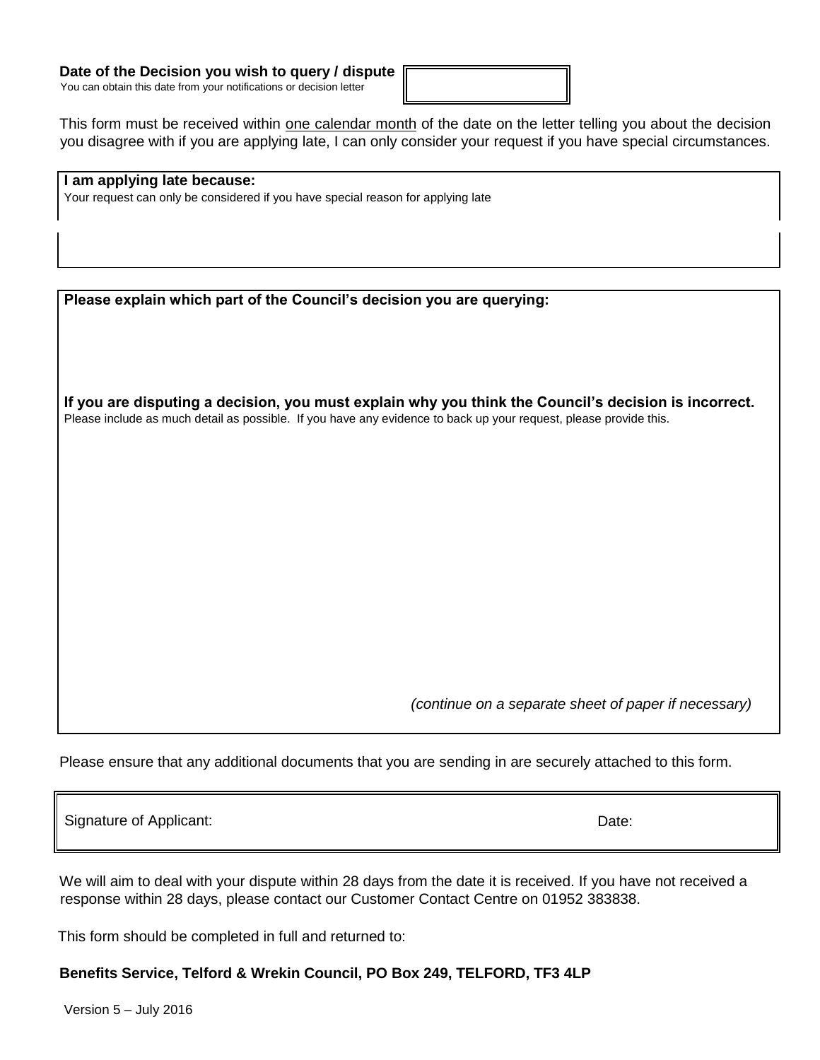**Date of the Decision you wish to query / dispute**

You can obtain this date from your notifications or decision letter

This form must be received within one calendar month of the date on the letter telling you about the decision you disagree with if you are applying late, I can only consider your request if you have special circumstances.

**I am applying late because:**

Your request can only be considered if you have special reason for applying late

**Please explain which part of the Council's decision you are querying:**

**If you are disputing a decision, you must explain why you think the Council's decision is incorrect.**

Please include as much detail as possible. If you have any evidence to back up your request, please provide this.

*(continue on a separate sheet of paper if necessary)*

Please ensure that any additional documents that you are sending in are securely attached to this form.

Signature of Applicant: Date:

We will aim to deal with your dispute within 28 days from the date it is received. If you have not received a response within 28 days, please contact our Customer Contact Centre on 01952 383838.

This form should be completed in full and returned to:

**Benefits Service, Telford & Wrekin Council, PO Box 249, TELFORD, TF3 4LP**

Version 5 – July 2016